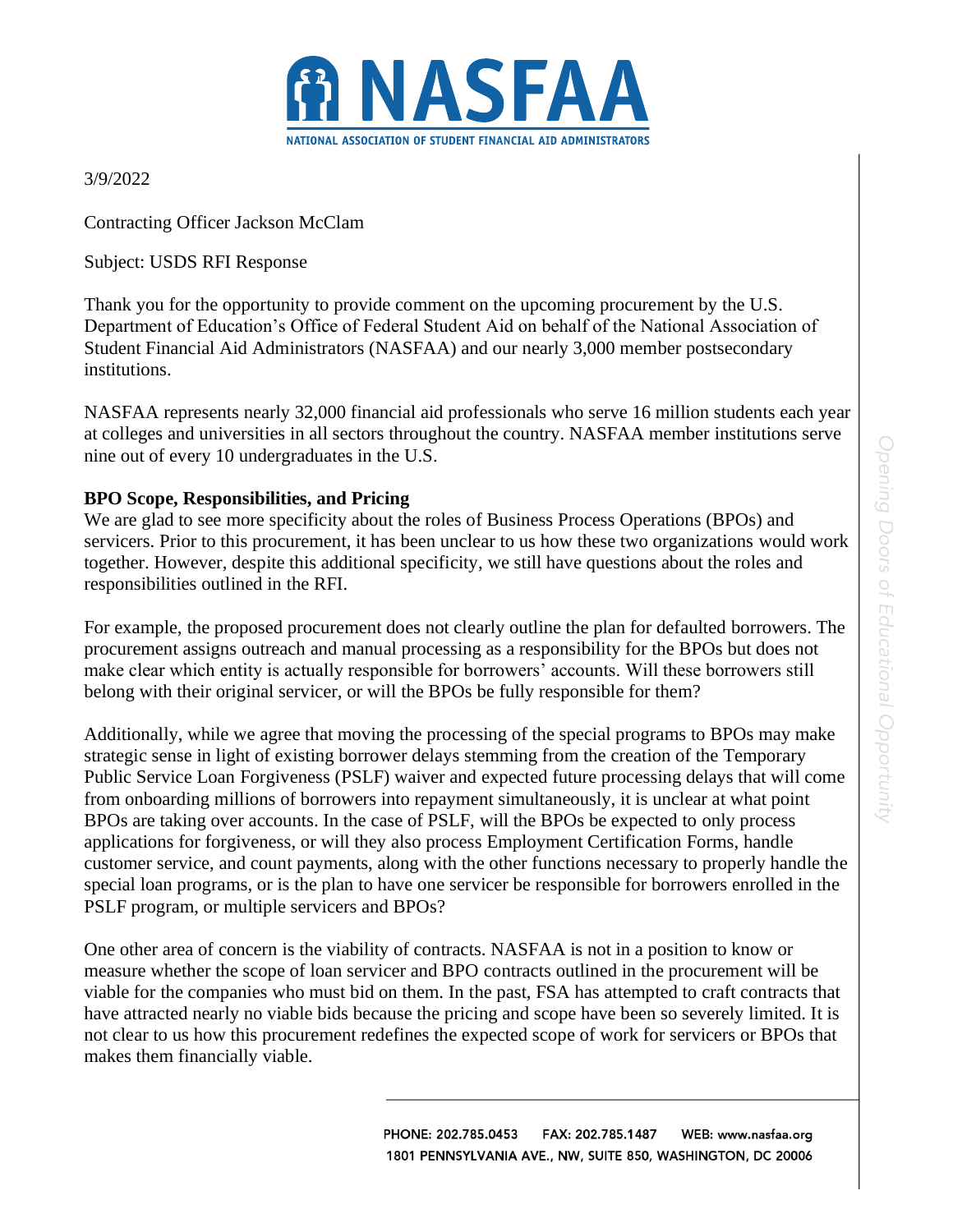# NASFAA

NATIONAL ASSOCIATION OF STUDENT FINANCIAL AID ADMINISTRATORS

3/9/2022

Contracting Officer Jackson McClam

Subject: USDS RFI Response

Thank you for the opportunity to provide comment on the upcoming procurement by the U.S. Department of Education's Office of Federal Student Aid on behalf of the National Association of Student Financial Aid Administrators (NASFAA) and our nearly 3,000 member postsecondary institutions.

NASFAA represents nearly 32,000 financial aid professionals who serve 16 million students each year at colleges and universities in all sectors throughout the country. NASFAA member institutions serve nine out of every 10 undergraduates in the U.S.

**BPO Scope, Responsibilities, and Pricing**

We are glad to see more specificity about the roles of Business Process Operations (BPOs) and servicers. Prior to this procurement, it has been unclear to us how these two organizations would work together. However, despite this additional specificity, we still have questions about the roles and responsibilities outlined in the RFI.

For example, the proposed procurement does not clearly outline the plan for defaulted borrowers. The procurement assigns outreach and manual processing as a responsibility for the BPOs but does not make clear which entity is actually responsible for borrowers' accounts. Will these borrowers still belong with their original servicer, or will the BPOs be fully responsible for them?

Additionally, while we agree that moving the processing of the special programs to BPOs may make strategic sense in light of existing borrower delays stemming from the creation of the Temporary Public Service Loan Forgiveness (PSLF) waiver and expected future processing delays that will come from onboarding millions of borrowers into repayment simultaneously, it is unclear at what point BPOs are taking over accounts. In the case of PSLF, will the BPOs be expected to only process applications for forgiveness, or will they also process Employment Certification Forms, handle customer service, and count payments, along with the other functions necessary to properly handle the special loan programs, or is the plan to have one servicer be responsible for borrowers enrolled in the PSLF program, or multiple servicers and BPOs?

One other area of concern is the viability of contracts. NASFAA is not in a position to know or measure whether the scope of loan servicer and BPO contracts outlined in the procurement will be viable for the companies who must bid on them. In the past, FSA has attempted to craft contracts that have attracted nearly no viable bids because the pricing and scope have been so severely limited. It is not clear to us how this procurement redefines the expected scope of work for servicers or BPOs that makes them financially viable.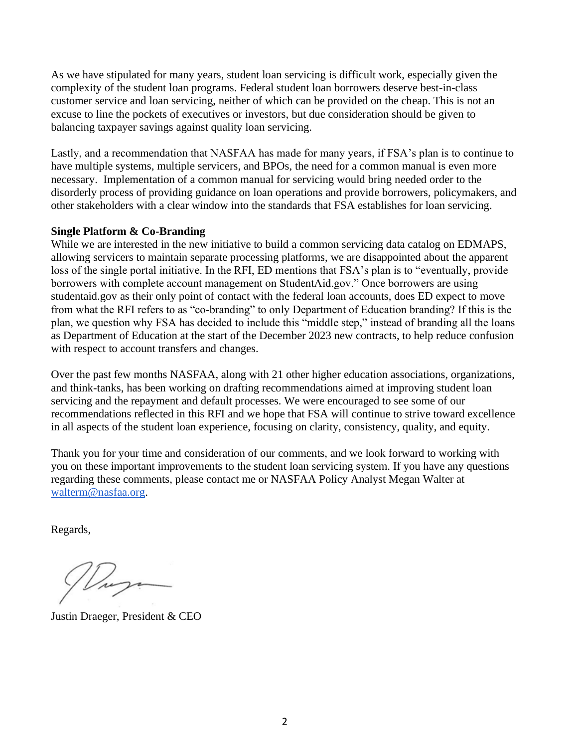As we have stipulated for many years, student loan servicing is difficult work, especially given the complexity of the student loan programs. Federal student loan borrowers deserve best-in-class customer service and loan servicing, neither of which can be provided on the cheap. This is not an excuse to line the pockets of executives or investors, but due consideration should be given to balancing taxpayer savings against quality loan servicing.

Lastly, and a recommendation that NASFAA has made for many years, if FSA's plan is to continue to have multiple systems, multiple servicers, and BPOs, the need for a common manual is even more necessary. Implementation of a common manual for servicing would bring needed order to the disorderly process of providing guidance on loan operations and provide borrowers, policymakers, and other stakeholders with a clear window into the standards that FSA establishes for loan servicing.

**Single Platform & Co-Branding**

While we are interested in the new initiative to build a common servicing data catalog on EDMAPS, allowing servicers to maintain separate processing platforms, we are disappointed about the apparent loss of the single portal initiative. In the RFI, ED mentions that FSA's plan is to "eventually, provide borrowers with complete account management on StudentAid.gov." Once borrowers are using studentaid.gov as their only point of contact with the federal loan accounts, does ED expect to move from what the RFI refers to as "co-branding" to only Department of Education branding? If this is the plan, we question why FSA has decided to include this "middle step," instead of branding all the loans as Department of Education at the start of the December 2023 new contracts, to help reduce confusion with respect to account transfers and changes.

Over the past few months NASFAA, along with 21 other higher education associations, organizations, and think-tanks, has been working on drafting recommendations aimed at improving student loan servicing and the repayment and default processes. We were encouraged to see some of our recommendations reflected in this RFI and we hope that FSA will continue to strive toward excellence in all aspects of the student loan experience, focusing on clarity, consistency, quality, and equity.

Thank you for your time and consideration of our comments, and we look forward to working with you on these important improvements to the student loan servicing system. If you have any questions regarding these comments, please contact me or NASFAA Policy Analyst Megan Walter at walterm@nasfaa.org.

Regards,

Justin Draeger, President & CEO